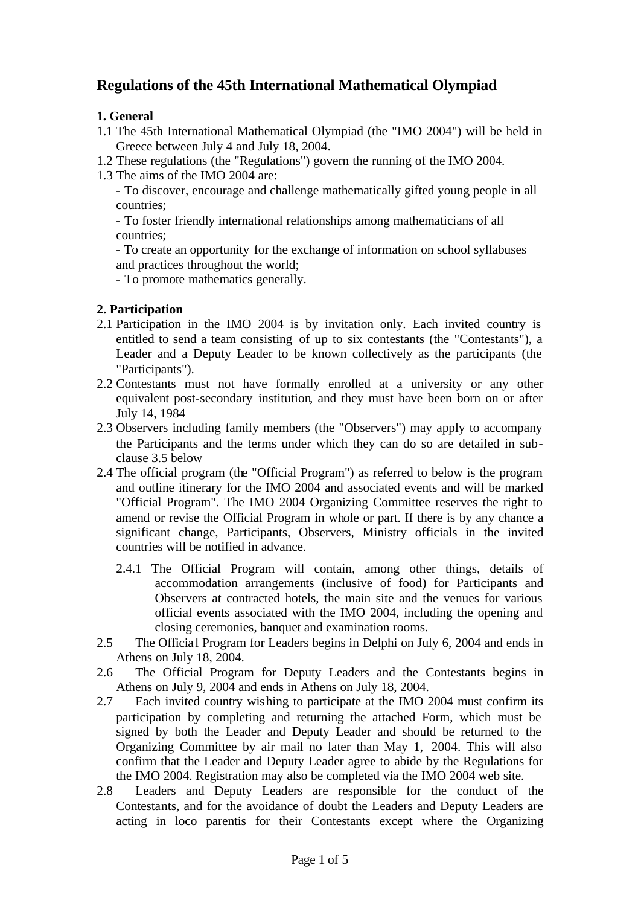# Regulations of the 45th International Mathematical Olympiad

## 1. General

1.1 The 45th International Mathematical Olympiad (the "IMO 2004") will be held in Greece between July 4 and July 18, 2004.

1.2 These regulations (the "Regulations") govern the running of the IMO 2004.

1.3 The aims of the IMO 2004 are:

- To discover, encourage and challenge mathematically gifted young people in all countries;
- To foster friendly international relationships among mathematicians of all countries;
- To create an opportunity for the exchange of information on school syllabuses and practices throughout the world;
- To promote mathematics generally.

## 2. Participation

2.1 Participation in the IMO 2004 is by invitation only. Each invited country is entitled to send a team consisting of up to six contestants (the "Contestants"), a Leader and a Deputy Leader to be known collectively as the participants (the "Participants").

2.2 Contestants must not have formally enrolled at a university or any other equivalent post-secondary institution, and they must have been born on or after July 14, 1984

2.3 Observers including family members (the "Observers") may apply to accompany the Participants and the terms under which they can do so are detailed in sub-clause 3.5 below

2.4 The official program (the "Official Program") as referred to below is the program and outline itinerary for the IMO 2004 and associated events and will be marked "Official Program". The IMO 2004 Organizing Committee reserves the right to amend or revise the Official Program in whole or part. If there is by any chance a significant change, Participants, Observers, Ministry officials in the invited countries will be notified in advance.

2.4.1 The Official Program will contain, among other things, details of accommodation arrangements (inclusive of food) for Participants and Observers at contracted hotels, the main site and the venues for various official events associated with the IMO 2004, including the opening and closing ceremonies, banquet and examination rooms.

2.5 The Official Program for Leaders begins in Delphi on July 6, 2004 and ends in Athens on July 18, 2004.

2.6 The Official Program for Deputy Leaders and the Contestants begins in Athens on July 9, 2004 and ends in Athens on July 18, 2004.

2.7 Each invited country wishing to participate at the IMO 2004 must confirm its participation by completing and returning the attached Form, which must be signed by both the Leader and Deputy Leader and should be returned to the Organizing Committee by air mail no later than May 1, 2004. This will also confirm that the Leader and Deputy Leader agree to abide by the Regulations for the IMO 2004. Registration may also be completed via the IMO 2004 web site.

2.8 Leaders and Deputy Leaders are responsible for the conduct of the Contestants, and for the avoidance of doubt the Leaders and Deputy Leaders are acting in loco parentis for their Contestants except where the Organizing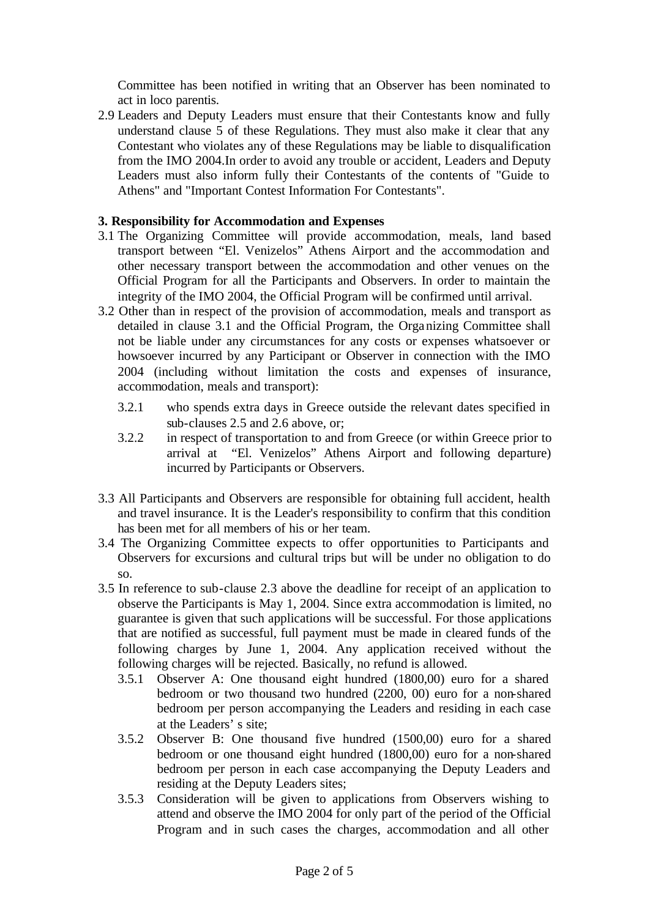Committee has been notified in writing that an Observer has been nominated to act in loco parentis.

2.9 Leaders and Deputy Leaders must ensure that their Contestants know and fully understand clause 5 of these Regulations. They must also make it clear that any Contestant who violates any of these Regulations may be liable to disqualification from the IMO 2004.In order to avoid any trouble or accident, Leaders and Deputy Leaders must also inform fully their Contestants of the contents of "Guide to Athens" and "Important Contest Information For Contestants".

**3. Responsibility for Accommodation and Expenses**

3.1 The Organizing Committee will provide accommodation, meals, land based transport between “El. Venizelos” Athens Airport and the accommodation and other necessary transport between the accommodation and other venues on the Official Program for all the Participants and Observers. In order to maintain the integrity of the IMO 2004, the Official Program will be confirmed until arrival.

3.2 Other than in respect of the provision of accommodation, meals and transport as detailed in clause 3.1 and the Official Program, the Organizing Committee shall not be liable under any circumstances for any costs or expenses whatsoever or howsoever incurred by any Participant or Observer in connection with the IMO 2004 (including without limitation the costs and expenses of insurance, accommodation, meals and transport):

   3.2.1 who spends extra days in Greece outside the relevant dates specified in sub-clauses 2.5 and 2.6 above, or;

   3.2.2 in respect of transportation to and from Greece (or within Greece prior to arrival at “El. Venizelos” Athens Airport and following departure) incurred by Participants or Observers.

3.3 All Participants and Observers are responsible for obtaining full accident, health and travel insurance. It is the Leader's responsibility to confirm that this condition has been met for all members of his or her team.

3.4 The Organizing Committee expects to offer opportunities to Participants and Observers for excursions and cultural trips but will be under no obligation to do so.

3.5 In reference to sub-clause 2.3 above the deadline for receipt of an application to observe the Participants is May 1, 2004. Since extra accommodation is limited, no guarantee is given that such applications will be successful. For those applications that are notified as successful, full payment must be made in cleared funds of the following charges by June 1, 2004. Any application received without the following charges will be rejected. Basically, no refund is allowed.

   3.5.1 Observer A: One thousand eight hundred (1800,00) euro for a shared bedroom or two thousand two hundred (2200, 00) euro for a non-shared bedroom per person accompanying the Leaders and residing in each case at the Leaders’ s site;

   3.5.2 Observer B: One thousand five hundred (1500,00) euro for a shared bedroom or one thousand eight hundred (1800,00) euro for a non-shared bedroom per person in each case accompanying the Deputy Leaders and residing at the Deputy Leaders sites;

   3.5.3 Consideration will be given to applications from Observers wishing to attend and observe the IMO 2004 for only part of the period of the Official Program and in such cases the charges, accommodation and all other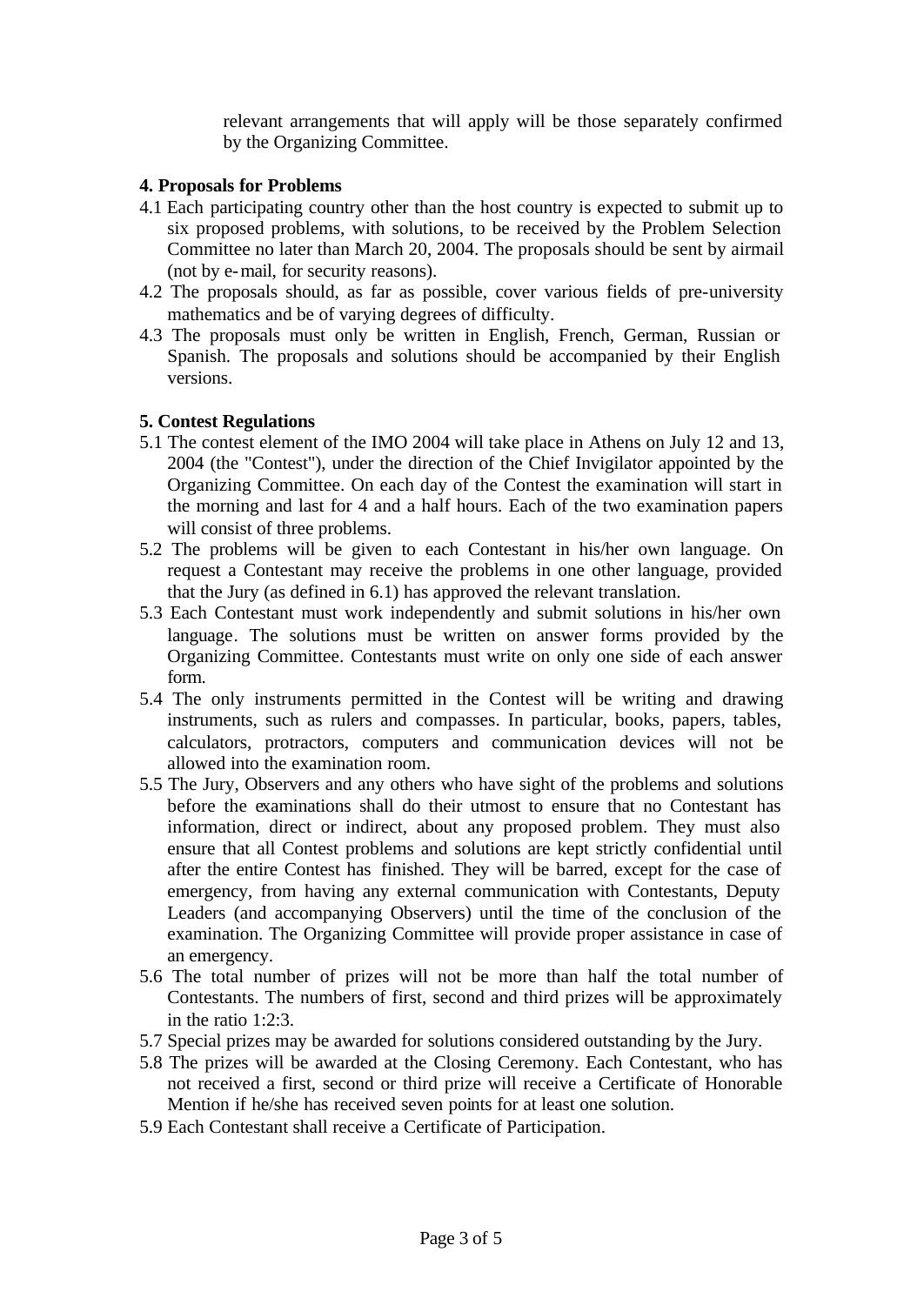relevant arrangements that will apply will be those separately confirmed by the Organizing Committee.

**4. Proposals for Problems**

4.1 Each participating country other than the host country is expected to submit up to six proposed problems, with solutions, to be received by the Problem Selection Committee no later than March 20, 2004. The proposals should be sent by airmail (not by e-mail, for security reasons).

4.2 The proposals should, as far as possible, cover various fields of pre-university mathematics and be of varying degrees of difficulty.

4.3 The proposals must only be written in English, French, German, Russian or Spanish. The proposals and solutions should be accompanied by their English versions.

**5. Contest Regulations**

5.1 The contest element of the IMO 2004 will take place in Athens on July 12 and 13, 2004 (the "Contest"), under the direction of the Chief Invigilator appointed by the Organizing Committee. On each day of the Contest the examination will start in the morning and last for 4 and a half hours. Each of the two examination papers will consist of three problems.

5.2 The problems will be given to each Contestant in his/her own language. On request a Contestant may receive the problems in one other language, provided that the Jury (as defined in 6.1) has approved the relevant translation.

5.3 Each Contestant must work independently and submit solutions in his/her own language. The solutions must be written on answer forms provided by the Organizing Committee. Contestants must write on only one side of each answer form.

5.4 The only instruments permitted in the Contest will be writing and drawing instruments, such as rulers and compasses. In particular, books, papers, tables, calculators, protractors, computers and communication devices will not be allowed into the examination room.

5.5 The Jury, Observers and any others who have sight of the problems and solutions before the examinations shall do their utmost to ensure that no Contestant has information, direct or indirect, about any proposed problem. They must also ensure that all Contest problems and solutions are kept strictly confidential until after the entire Contest has finished. They will be barred, except for the case of emergency, from having any external communication with Contestants, Deputy Leaders (and accompanying Observers) until the time of the conclusion of the examination. The Organizing Committee will provide proper assistance in case of an emergency.

5.6 The total number of prizes will not be more than half the total number of Contestants. The numbers of first, second and third prizes will be approximately in the ratio 1:2:3.

5.7 Special prizes may be awarded for solutions considered outstanding by the Jury.

5.8 The prizes will be awarded at the Closing Ceremony. Each Contestant, who has not received a first, second or third prize will receive a Certificate of Honorable Mention if he/she has received seven points for at least one solution.

5.9 Each Contestant shall receive a Certificate of Participation.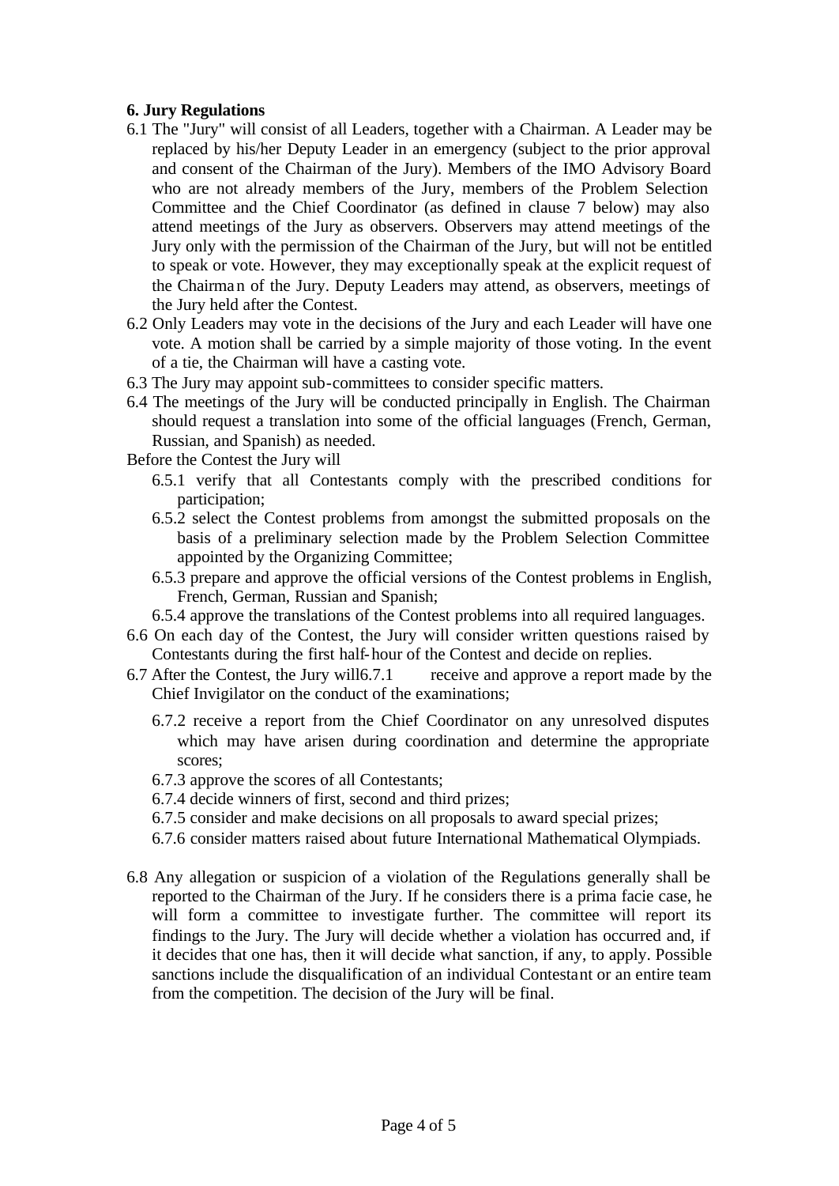**6. Jury Regulations**

6.1 The "Jury" will consist of all Leaders, together with a Chairman. A Leader may be replaced by his/her Deputy Leader in an emergency (subject to the prior approval and consent of the Chairman of the Jury). Members of the IMO Advisory Board who are not already members of the Jury, members of the Problem Selection Committee and the Chief Coordinator (as defined in clause 7 below) may also attend meetings of the Jury as observers. Observers may attend meetings of the Jury only with the permission of the Chairman of the Jury, but will not be entitled to speak or vote. However, they may exceptionally speak at the explicit request of the Chairman of the Jury. Deputy Leaders may attend, as observers, meetings of the Jury held after the Contest.

6.2 Only Leaders may vote in the decisions of the Jury and each Leader will have one vote. A motion shall be carried by a simple majority of those voting. In the event of a tie, the Chairman will have a casting vote.

6.3 The Jury may appoint sub-committees to consider specific matters.

6.4 The meetings of the Jury will be conducted principally in English. The Chairman should request a translation into some of the official languages (French, German, Russian, and Spanish) as needed.

Before the Contest the Jury will

- 6.5.1 verify that all Contestants comply with the prescribed conditions for participation;
- 6.5.2 select the Contest problems from amongst the submitted proposals on the basis of a preliminary selection made by the Problem Selection Committee appointed by the Organizing Committee;
- 6.5.3 prepare and approve the official versions of the Contest problems in English, French, German, Russian and Spanish;
- 6.5.4 approve the translations of the Contest problems into all required languages.

6.6 On each day of the Contest, the Jury will consider written questions raised by Contestants during the first half-hour of the Contest and decide on replies.

6.7 After the Contest, the Jury will

- 6.7.1 receive and approve a report made by the Chief Invigilator on the conduct of the examinations;
- 6.7.2 receive a report from the Chief Coordinator on any unresolved disputes which may have arisen during coordination and determine the appropriate scores;
- 6.7.3 approve the scores of all Contestants;
- 6.7.4 decide winners of first, second and third prizes;
- 6.7.5 consider and make decisions on all proposals to award special prizes;
- 6.7.6 consider matters raised about future International Mathematical Olympiads.

6.8 Any allegation or suspicion of a violation of the Regulations generally shall be reported to the Chairman of the Jury. If he considers there is a prima facie case, he will form a committee to investigate further. The committee will report its findings to the Jury. The Jury will decide whether a violation has occurred and, if it decides that one has, then it will decide what sanction, if any, to apply. Possible sanctions include the disqualification of an individual Contestant or an entire team from the competition. The decision of the Jury will be final.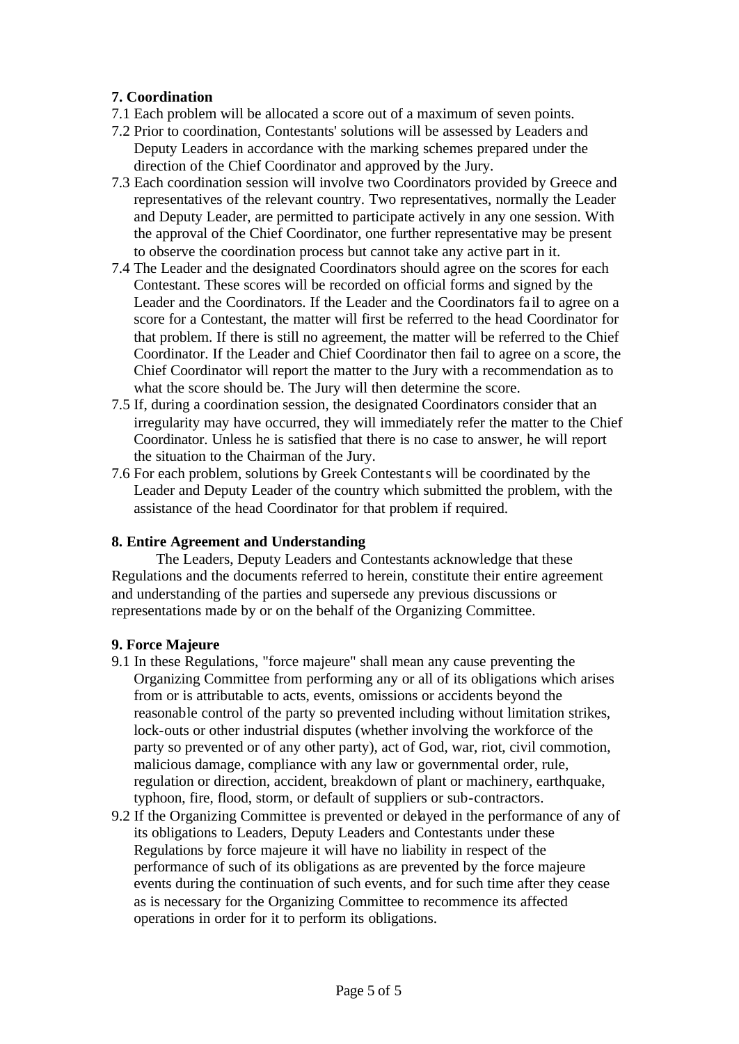### 7. Coordination

7.1 Each problem will be allocated a score out of a maximum of seven points.

7.2 Prior to coordination, Contestants' solutions will be assessed by Leaders and Deputy Leaders in accordance with the marking schemes prepared under the direction of the Chief Coordinator and approved by the Jury.

7.3 Each coordination session will involve two Coordinators provided by Greece and representatives of the relevant country. Two representatives, normally the Leader and Deputy Leader, are permitted to participate actively in any one session. With the approval of the Chief Coordinator, one further representative may be present to observe the coordination process but cannot take any active part in it.

7.4 The Leader and the designated Coordinators should agree on the scores for each Contestant. These scores will be recorded on official forms and signed by the Leader and the Coordinators. If the Leader and the Coordinators fail to agree on a score for a Contestant, the matter will first be referred to the head Coordinator for that problem. If there is still no agreement, the matter will be referred to the Chief Coordinator. If the Leader and Chief Coordinator then fail to agree on a score, the Chief Coordinator will report the matter to the Jury with a recommendation as to what the score should be. The Jury will then determine the score.

7.5 If, during a coordination session, the designated Coordinators consider that an irregularity may have occurred, they will immediately refer the matter to the Chief Coordinator. Unless he is satisfied that there is no case to answer, he will report the situation to the Chairman of the Jury.

7.6 For each problem, solutions by Greek Contestants will be coordinated by the Leader and Deputy Leader of the country which submitted the problem, with the assistance of the head Coordinator for that problem if required.

### 8. Entire Agreement and Understanding

The Leaders, Deputy Leaders and Contestants acknowledge that these Regulations and the documents referred to herein, constitute their entire agreement and understanding of the parties and supersede any previous discussions or representations made by or on the behalf of the Organizing Committee.

### 9. Force Majeure

9.1 In these Regulations, "force majeure" shall mean any cause preventing the Organizing Committee from performing any or all of its obligations which arises from or is attributable to acts, events, omissions or accidents beyond the reasonable control of the party so prevented including without limitation strikes, lock-outs or other industrial disputes (whether involving the workforce of the party so prevented or of any other party), act of God, war, riot, civil commotion, malicious damage, compliance with any law or governmental order, rule, regulation or direction, accident, breakdown of plant or machinery, earthquake, typhoon, fire, flood, storm, or default of suppliers or sub-contractors.

9.2 If the Organizing Committee is prevented or delayed in the performance of any of its obligations to Leaders, Deputy Leaders and Contestants under these Regulations by force majeure it will have no liability in respect of the performance of such of its obligations as are prevented by the force majeure events during the continuation of such events, and for such time after they cease as is necessary for the Organizing Committee to recommence its affected operations in order for it to perform its obligations.